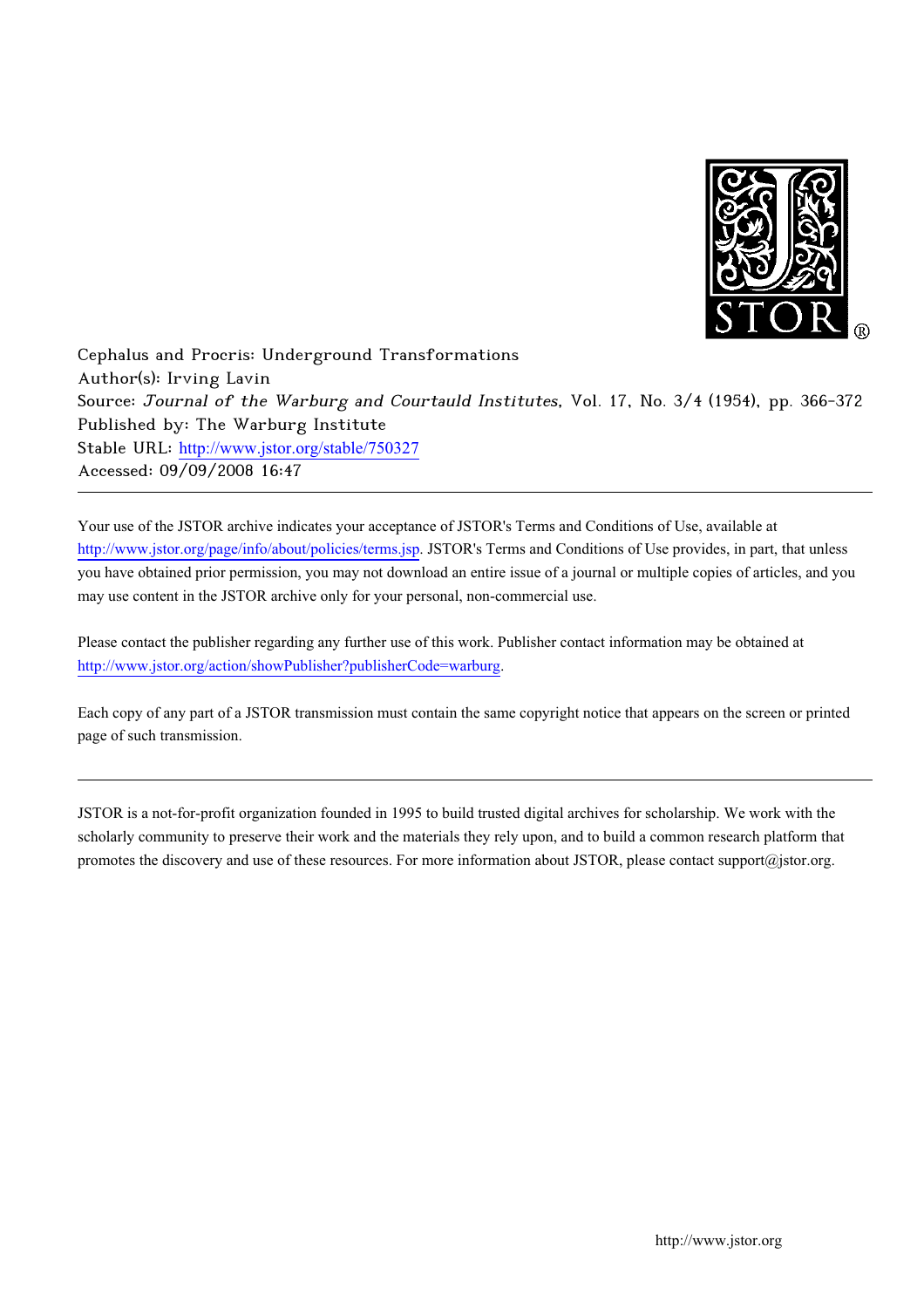Cephalus and Procris: Underground Transformations
Author(s): Irving Lavin
Source: *Journal of the Warburg and Courtauld Institutes*, Vol. 17, No. 3/4 (1954), pp. 366-372
Published by: The Warburg Institute
Stable URL: http://www.jstor.org/stable/750327
Accessed: 09/09/2008 16:47

---

Your use of the JSTOR archive indicates your acceptance of JSTOR's Terms and Conditions of Use, available at http://www.jstor.org/page/info/about/policies/terms.jsp. JSTOR's Terms and Conditions of Use provides, in part, that unless you have obtained prior permission, you may not download an entire issue of a journal or multiple copies of articles, and you may use content in the JSTOR archive only for your personal, non-commercial use.

Please contact the publisher regarding any further use of this work. Publisher contact information may be obtained at http://www.jstor.org/action/showPublisher?publisherCode=warburg.

Each copy of any part of a JSTOR transmission must contain the same copyright notice that appears on the screen or printed page of such transmission.

---

JSTOR is a not-for-profit organization founded in 1995 to build trusted digital archives for scholarship. We work with the scholarly community to preserve their work and the materials they rely upon, and to build a common research platform that promotes the discovery and use of these resources. For more information about JSTOR, please contact support@jstor.org.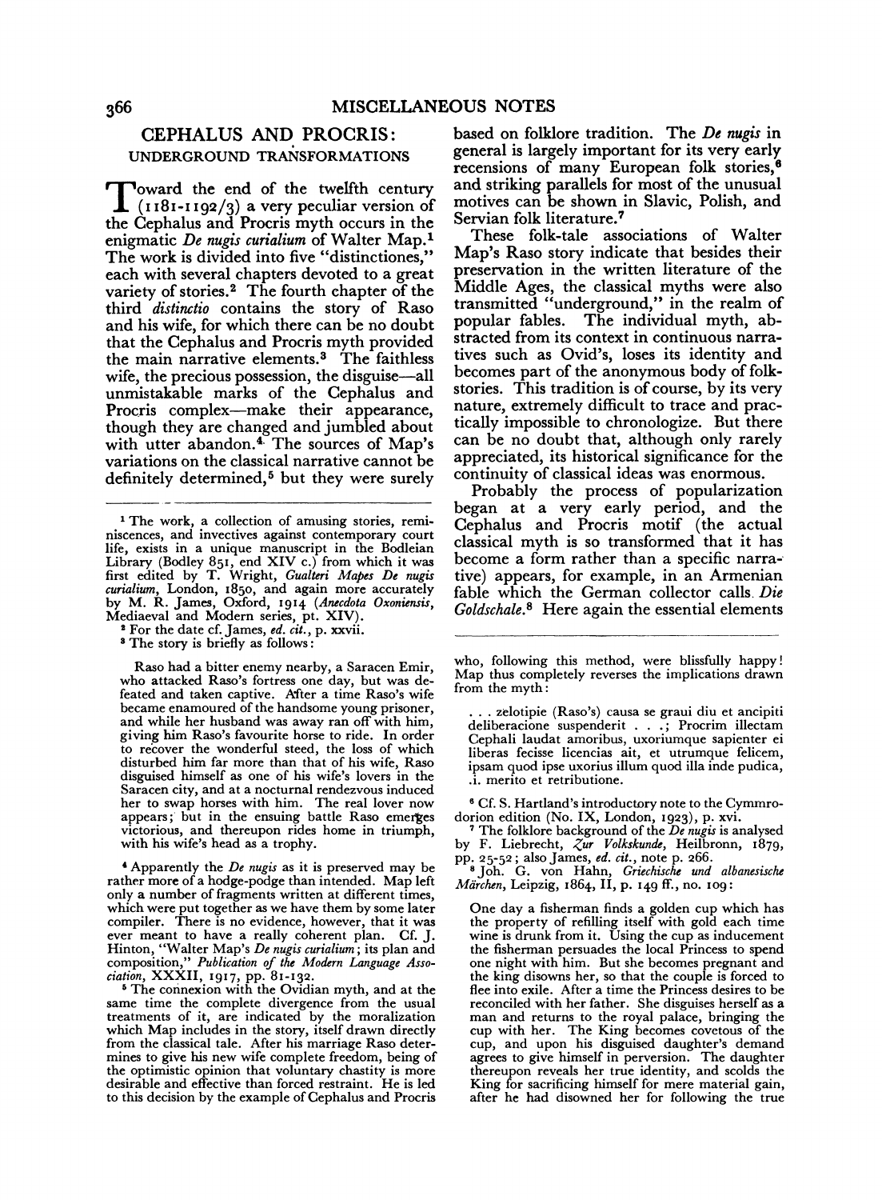## CEPHALUS AND PROCRIS: UNDERGROUND TRANSFORMATIONS

Toward the end of the twelfth century (1181-1192/3) a very peculiar version of the Cephalus and Procris myth occurs in the enigmatic *De nugis curialium* of Walter Map.[1] The work is divided into five "distinctiones," each with several chapters devoted to a great variety of stories.[2] The fourth chapter of the third *distinctio* contains the story of Raso and his wife, for which there can be no doubt that the Cephalus and Procris myth provided the main narrative elements.[3] The faithless wife, the precious possession, the disguise—all unmistakable marks of the Cephalus and Procris complex—make their appearance, though they are changed and jumbled about with utter abandon.[4] The sources of Map's variations on the classical narrative cannot be definitely determined,[5] but they were surely based on folklore tradition. The *De nugis* in general is largely important for its very early recensions of many European folk stories,[6] and striking parallels for most of the unusual motives can be shown in Slavic, Polish, and Servian folk literature.[7]

These folk-tale associations of Walter Map's Raso story indicate that besides their preservation in the written literature of the Middle Ages, the classical myths were also transmitted "underground," in the realm of popular fables. The individual myth, abstracted from its context in continuous narratives such as Ovid's, loses its identity and becomes part of the anonymous body of folk-stories. This tradition is of course, by its very nature, extremely difficult to trace and practically impossible to chronologize. But there can be no doubt that, although only rarely appreciated, its historical significance for the continuity of classical ideas was enormous.

Probably the process of popularization began at a very early period, and the Cephalus and Procris motif (the actual classical myth is so transformed that it has become a form rather than a specific narrative) appears, for example, in an Armenian fable which the German collector calls *Die Goldschale*.[8] Here again the essential elements

---

[1] The work, a collection of amusing stories, reminiscences, and invectives against contemporary court life, exists in a unique manuscript in the Bodleian Library (Bodley 851, end XIV c.) from which it was first edited by T. Wright, *Gualteri Mapes De nugis curialium*, London, 1850, and again more accurately by M. R. James, Oxford, 1914 (*Anecdota Oxoniensis*, Mediaeval and Modern series, pt. XIV).

[2] For the date cf. James, *ed. cit.*, p. xxvii.

[3] The story is briefly as follows:

> Raso had a bitter enemy nearby, a Saracen Emir, who attacked Raso's fortress one day, but was defeated and taken captive. After a time Raso's wife became enamoured of the handsome young prisoner, and while her husband was away ran off with him, giving him Raso's favourite horse to ride. In order to recover the wonderful steed, the loss of which disturbed him far more than that of his wife, Raso disguised himself as one of his wife's lovers in the Saracen city, and at a nocturnal rendezvous induced her to swap horses with him. The real lover now appears; but in the ensuing battle Raso emerges victorious, and thereupon rides home in triumph, with his wife's head as a trophy.

[4] Apparently the *De nugis* as it is preserved may be rather more of a hodge-podge than intended. Map left only a number of fragments written at different times, which were put together as we have them by some later compiler. There is no evidence, however, that it was ever meant to have a really coherent plan. Cf. J. Hinton, "Walter Map's *De nugis curialium*; its plan and composition," *Publication of the Modern Language Association*, XXXII, 1917, pp. 81-132.

[5] The connexion with the Ovidian myth, and at the same time the complete divergence from the usual treatments of it, are indicated by the moralization which Map includes in the story, itself drawn directly from the classical tale. After his marriage Raso determines to give his new wife complete freedom, being of the optimistic opinion that voluntary chastity is more desirable and effective than forced restraint. He is led to this decision by the example of Cephalus and Procris who, following this method, were blissfully happy! Map thus completely reverses the implications drawn from the myth:

> . . . zelotipie (Raso's) causa se graui diu et ancipiti deliberacione suspenderit . . .; Procrim illectam Cephali laudat amoribus, uxoriumque sapienter ei liberas fecisse licencias ait, et utrumque felicem, ipsam quod ipse uxorius illum quod illa inde pudica, .i. merito et retributione.

[6] Cf. S. Hartland's introductory note to the Cymmrodorion edition (No. IX, London, 1923), p. xvi.

[7] The folklore background of the *De nugis* is analysed by F. Liebrecht, *Zur Volkskunde*, Heilbronn, 1879, pp. 25-52; also James, *ed. cit.*, note p. 266.

[8] Joh. G. von Hahn, *Griechische und albanesische Märchen*, Leipzig, 1864, II, p. 149 ff., no. 109:

> One day a fisherman finds a golden cup which has the property of refilling itself with gold each time wine is drunk from it. Using the cup as inducement the fisherman persuades the local Princess to spend one night with him. But she becomes pregnant and the king disowns her, so that the couple is forced to flee into exile. After a time the Princess desires to be reconciled with her father. She disguises herself as a man and returns to the royal palace, bringing the cup with her. The King becomes covetous of the cup, and upon his disguised daughter's demand agrees to give himself in perversion. The daughter thereupon reveals her true identity, and scolds the King for sacrificing himself for mere material gain, after he had disowned her for following the true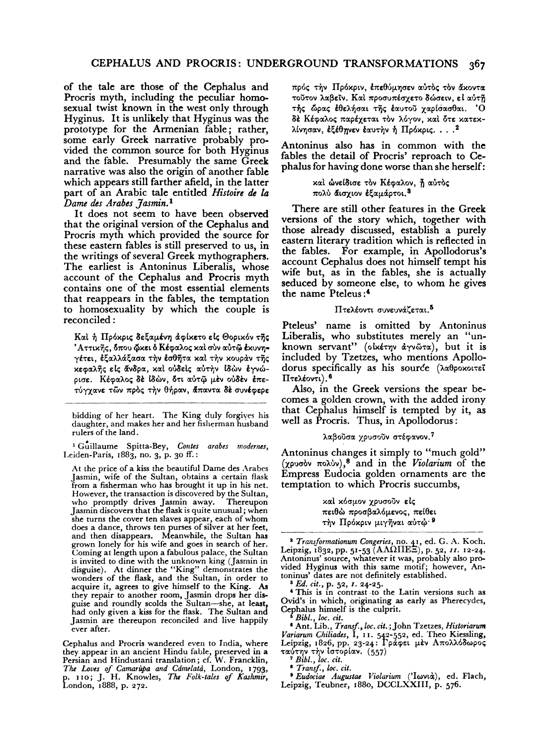of the tale are those of the Cephalus and Procris myth, including the peculiar homosexual twist known in the west only through Hyginus. It is unlikely that Hyginus was the prototype for the Armenian fable; rather, some early Greek narrative probably provided the common source for both Hyginus and the fable. Presumably the same Greek narrative was also the origin of another fable which appears still farther afield, in the latter part of an Arabic tale entitled *Histoire de la Dame des Arabes Jasmin.*[1]

It does not seem to have been observed that the original version of the Cephalus and Procris myth which provided the source for these eastern fables is still preserved to us, in the writings of several Greek mythographers. The earliest is Antoninus Liberalis, whose account of the Cephalus and Procris myth contains one of the most essential elements that reappears in the fables, the temptation to homosexuality by which the couple is reconciled:

> Καὶ ἡ Πρόκρις δεξαμένη ἀφίκετο εἰς Θορικὸν τῆς Ἀττικῆς, ὅπου ᾤκει ὁ Κέφαλος καὶ σὺν αὐτῷ ἐκυνηγέτει, ἐξαλλάξασα τὴν ἐσθῆτα καὶ τὴν κουρὰν τῆς κεφαλῆς εἰς ἄνδρα, καὶ οὐδεὶς αὐτὴν ἰδὼν ἐγνώρισε. Κέφαλος δὲ ἰδών, ὅτι αὐτῷ μὲν οὐδὲν ἐπετύγχανε τῶν πρὸς τὴν θήραν, ἅπαντα δὲ συνέφερε πρὸς τὴν Πρόκριν, ἐπεθύμησεν αὐτὸς τὸν ἄκοντα τοῦτον λαβεῖν. Καὶ προσυπέσχετο δώσειν, εἰ αὐτῇ τῆς ὥρας ἐθελήσαι τῆς ἑαυτοῦ χαρίσασθαι. Ὁ δὲ Κέφαλος παρέχεται τὸν λόγον, καὶ ὅτε κατεκλίνησαν, ἐξέθηνεν ἑαυτὴν ἡ Πρόκρις. . . .[2]

Antoninus also has in common with the fables the detail of Procris' reproach to Cephalus for having done worse than she herself:

> καὶ ὠνείδισε τὸν Κέφαλον, ᾗ αὐτὸς πολὺ ἄισχιον ἐξαμάρτοι.[3]

There are still other features in the Greek versions of the story which, together with those already discussed, establish a purely eastern literary tradition which is reflected in the fables. For example, in Apollodorus's account Cephalus does not himself tempt his wife but, as in the fables, she is actually seduced by someone else, to whom he gives the name Pteleus:[4]

> Πτελέοντι συνευνάζεται.[5]

Pteleus' name is omitted by Antoninus Liberalis, who substitutes merely an "unknown servant" (οἰκέτην ἀγνῶτα), but it is included by Tzetzes, who mentions Apollodorus specifically as his source (λαθροκοιτεῖ Πτελέοντι).[6]

Also, in the Greek versions the spear becomes a golden crown, with the added irony that Cephalus himself is tempted by it, as well as Procris. Thus, in Apollodorus:

> λαβοῦσα χρυσοῦν στέφανον.[7]

Antoninus changes it simply to "much gold" (χρυσὸν πολύν),[8] and in the *Violarium* of the Empress Eudocia golden ornaments are the temptation to which Procris succumbs,

> καὶ κόσμον χρυσοῦν εἰς πειθὼ προσβαλόμενος, πείθει τὴν Πρόκριν μιγῆναι αὐτῷ·[9]

---

bidding of her heart. The King duly forgives his daughter, and makes her and her fisherman husband rulers of the land.

[1] Guillaume Spitta-Bey, *Contes arabes modernes*, Leiden-Paris, 1883, no. 3, p. 30 ff.:

> At the price of a kiss the beautiful Dame des Arabes Jasmin, wife of the Sultan, obtains a certain flask from a fisherman who has brought it up in his net. However, the transaction is discovered by the Sultan, who promptly drives Jasmin away. Thereupon Jasmin discovers that the flask is quite unusual; when she turns the cover ten slaves appear, each of whom does a dance, throws ten purses of silver at her feet, and then disappears. Meanwhile, the Sultan has grown lonely for his wife and goes in search of her. Coming at length upon a fabulous palace, the Sultan is invited to dine with the unknown king (Jasmin in disguise). At dinner the "King" demonstrates the wonders of the flask, and the Sultan, in order to acquire it, agrees to give himself to the King. As they repair to another room, Jasmin drops her disguise and roundly scolds the Sultan—she, at least, had only given a kiss for the flask. The Sultan and Jasmin are thereupon reconciled and live happily ever after.

Cephalus and Procris wandered even to India, where they appear in an ancient Hindu fable, preserved in a Persian and Hindustani translation; cf. W. Francklin, *The Loves of Camarùpa and Cámelatá*, London, 1793, p. 110; J. H. Knowles, *The Folk-tales of Kashmir*, London, 1888, p. 272.

[2] *Transformationum Congeries*, no. 41, ed. G. A. Koch. Leipzig, 1832, pp. 51-53 (ΑΛΩΠΗΞ), p. 52, *ll.* 12-24. Antoninus' source, whatever it was, probably also provided Hyginus with this same motif; however, Antoninus' dates are not definitely established.

[3] *Ed. cit.*, p. 52, *l.* 24-25.

[4] This is in contrast to the Latin versions such as Ovid's in which, originating as early as Pherecydes, Cephalus himself is the culprit.

[5] *Bibl.*, *loc. cit.*

[6] Ant. Lib., *Transf.*, *loc. cit.*; John Tzetzes, *Historiarum Variarum Chiliades*, I, 11. 542-552, ed. Theo Kiessling, Leipzig, 1826, pp. 23-24: Γράφει μὲν Ἀπολλόδωρος ταύτην τὴν ἱστορίαν. (557)

[7] *Bibl.*, *loc. cit.*

[8] *Transf.*, *loc. cit.*

[9] *Eudociae Augustae Violarium* (Ἰωνιά), ed. Flach, Leipzig, Teubner, 1880, DCCLXXIII, p. 576.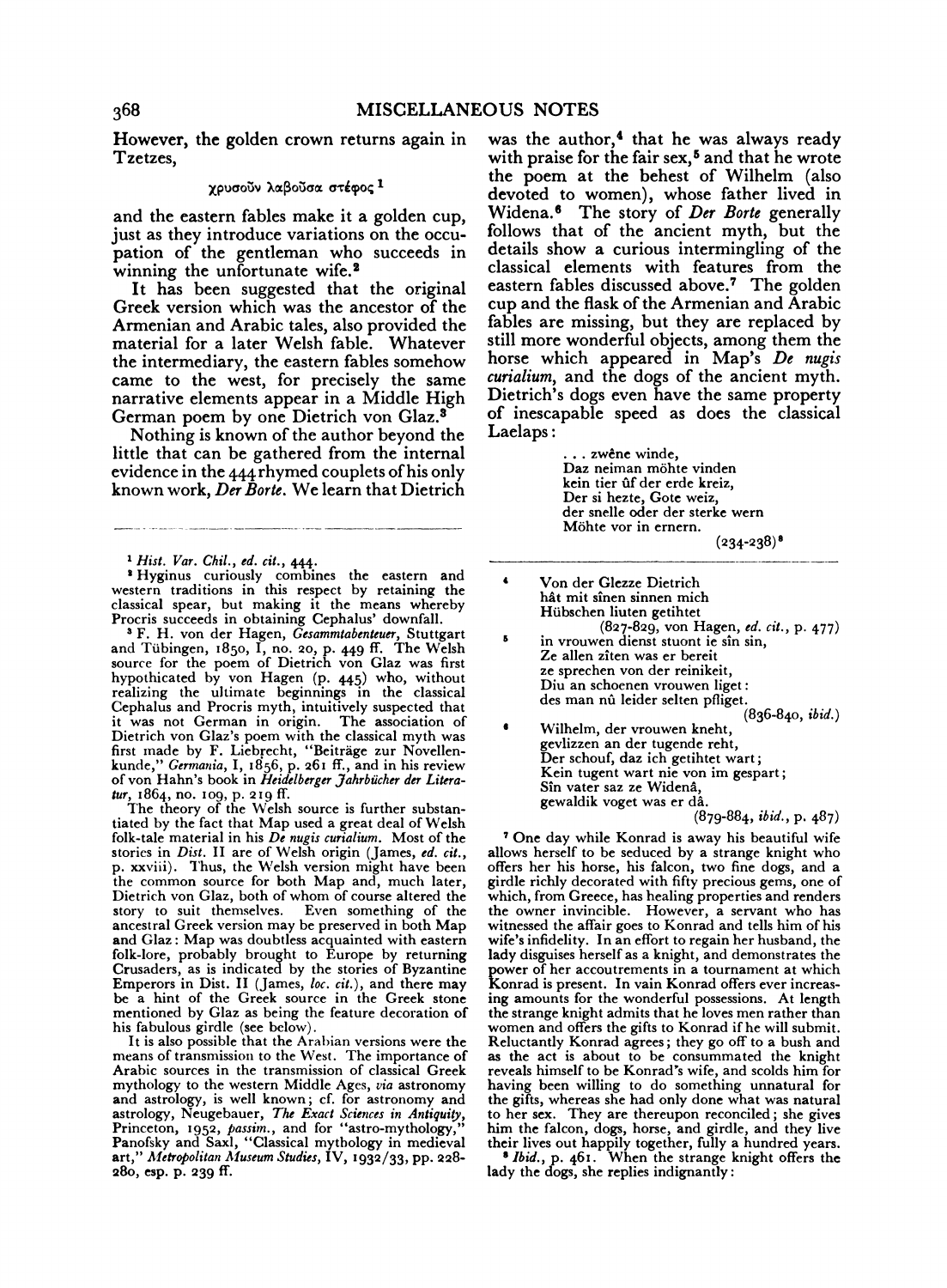However, the golden crown returns again in Tzetzes,

χρυσοῦν λαβοῦσα στέφος [1]

and the eastern fables make it a golden cup, just as they introduce variations on the occupation of the gentleman who succeeds in winning the unfortunate wife.[2]

It has been suggested that the original Greek version which was the ancestor of the Armenian and Arabic tales, also provided the material for a later Welsh fable. Whatever the intermediary, the eastern fables somehow came to the west, for precisely the same narrative elements appear in a Middle High German poem by one Dietrich von Glaz.[3]

Nothing is known of the author beyond the little that can be gathered from the internal evidence in the 444 rhymed couplets of his only known work, *Der Borte*. We learn that Dietrich was the author,[4] that he was always ready with praise for the fair sex,[5] and that he wrote the poem at the behest of Wilhelm (also devoted to women), whose father lived in Widena.[6] The story of *Der Borte* generally follows that of the ancient myth, but the details show a curious intermingling of the classical elements with features from the eastern fables discussed above.[7] The golden cup and the flask of the Armenian and Arabic fables are missing, but they are replaced by still more wonderful objects, among them the horse which appeared in Map's *De nugis curialium*, and the dogs of the ancient myth. Dietrich's dogs even have the same property of inescapable speed as does the classical Laelaps:

> . . . zwêne winde,
> Daz neiman möhte vinden
> kein tier ûf der erde kreiz,
> Der si hezte, Gote weiz,
> der snelle oder der sterke wern
> Möhte vor in ernern.
>
> (234-238)[8]

---

[1] *Hist. Var. Chil.*, *ed. cit.*, 444.

[2] Hyginus curiously combines the eastern and western traditions in this respect by retaining the classical spear, but making it the means whereby Procris succeeds in obtaining Cephalus' downfall.

[3] F. H. von der Hagen, *Gesammtabenteuer*, Stuttgart and Tübingen, 1850, I, no. 20, p. 449 ff. The Welsh source for the poem of Dietrich von Glaz was first hypothicated by von Hagen (p. 445) who, without realizing the ultimate beginnings in the classical Cephalus and Procris myth, intuitively suspected that it was not German in origin. The association of Dietrich von Glaz's poem with the classical myth was first made by F. Liebrecht, "Beiträge zur Novellenkunde," *Germania*, I, 1856, p. 261 ff., and in his review of von Hahn's book in *Heidelberger Jahrbücher der Literatur*, 1864, no. 109, p. 219 ff.

The theory of the Welsh source is further substantiated by the fact that Map used a great deal of Welsh folk-tale material in his *De nugis curialium*. Most of the stories in *Dist.* II are of Welsh origin (James, *ed. cit.*, p. xxviii). Thus, the Welsh version might have been the common source for both Map and, much later, Dietrich von Glaz, both of whom of course altered the story to suit themselves. Even something of the ancestral Greek version may be preserved in both Map and Glaz: Map was doubtless acquainted with eastern folk-lore, probably brought to Europe by returning Crusaders, as is indicated by the stories of Byzantine Emperors in Dist. II (James, *loc. cit.*), and there may be a hint of the Greek source in the Greek stone mentioned by Glaz as being the feature decoration of his fabulous girdle (see below).

It is also possible that the Arabian versions were the means of transmission to the West. The importance of Arabic sources in the transmission of classical Greek mythology to the western Middle Ages, *via* astronomy and astrology, is well known; cf. for astronomy and astrology, Neugebauer, *The Exact Sciences in Antiquity*, Princeton, 1952, *passim.*, and for "astro-mythology," Panofsky and Saxl, "Classical mythology in medieval art," *Metropolitan Museum Studies*, IV, 1932/33, pp. 228-280, esp. p. 239 ff.

[4]
> Von der Glezze Dietrich
> hât mit sînen sinnen mich
> Hübschen liuten getihtet
>
> (827-829, von Hagen, *ed. cit.*, p. 477)

[5]
> in vrouwen dienst stuont ie sîn sin,
> Ze allen zîten was er bereit
> ze sprechen von der reinikeit,
> Diu an schoenen vrouwen liget:
> des man nû leider selten pfliget.
>
> (836-840, *ibid.*)

[6]
> Wilhelm, der vrouwen kneht,
> gevlizzen an der tugende reht,
> Der schouf, daz ich getihtet wart;
> Kein tugent wart nie von im gespart;
> Sîn vater saz ze Widenâ,
> gewaldik voget was er dâ.
>
> (879-884, *ibid.*, p. 487)

[7] One day while Konrad is away his beautiful wife allows herself to be seduced by a strange knight who offers her his horse, his falcon, two fine dogs, and a girdle richly decorated with fifty precious gems, one of which, from Greece, has healing properties and renders the owner invincible. However, a servant who has witnessed the affair goes to Konrad and tells him of his wife's infidelity. In an effort to regain her husband, the lady disguises herself as a knight, and demonstrates the power of her accoutrements in a tournament at which Konrad is present. In vain Konrad offers ever increasing amounts for the wonderful possessions. At length the strange knight admits that he loves men rather than women and offers the gifts to Konrad if he will submit. Reluctantly Konrad agrees; they go off to a bush and as the act is about to be consummated the knight reveals himself to be Konrad's wife, and scolds him for having been willing to do something unnatural for the gifts, whereas she had only done what was natural to her sex. They are thereupon reconciled; she gives him the falcon, dogs, horse, and girdle, and they live their lives out happily together, fully a hundred years.

[8] *Ibid.*, p. 461. When the strange knight offers the lady the dogs, she replies indignantly: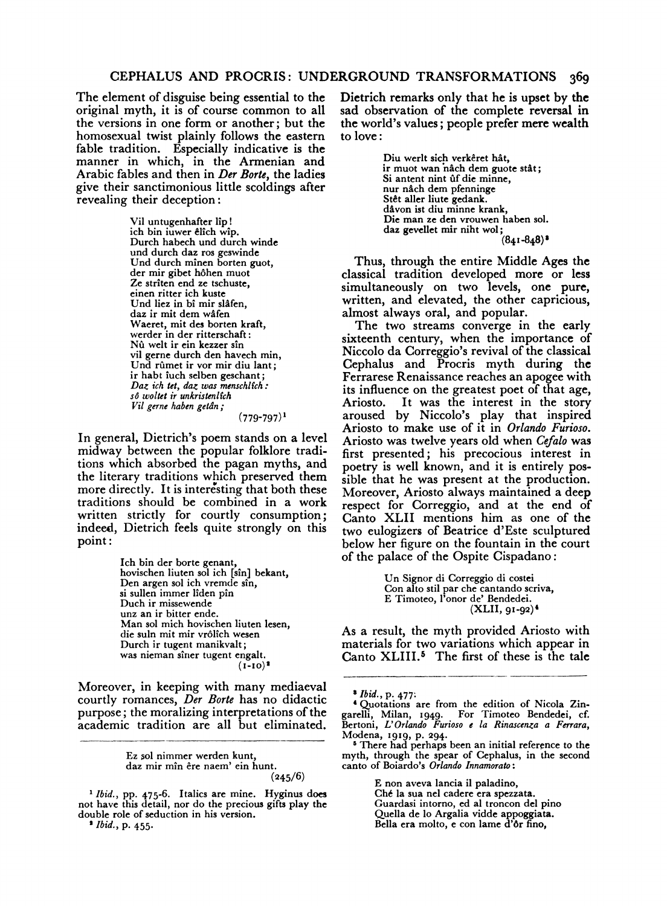The element of disguise being essential to the original myth, it is of course common to all the versions in one form or another; but the homosexual twist plainly follows the eastern fable tradition. Especially indicative is the manner in which, in the Armenian and Arabic fables and then in *Der Borte*, the ladies give their sanctimonious little scoldings after revealing their deception:

> Vil untugenhafter lîp!
> ich bin iuwer êlîch wîp.
> Durch habech und durch winde
> und durch daz ros geswinde
> Und durch mînen borten guot,
> der mir gibet hôhen muot
> Ze strîten end ze tschuste,
> einen ritter ich kuste
> Und liez in bî mir slâfen,
> daz ir mit dem wâfen
> Waeret, mit des borten kraft,
> werder in der ritterschaft:
> Nû welt ir ein kezzer sîn
> vil gerne durch den havech min,
> Und rûmet ir vor mir diu lant;
> ir habt îuch selben geschant;
> *Daz ich tet, daz was menschlîch:*
> *sô woltet ir unkristenlîch*
> *Vil gerne haben getân;*
> (779-797)[1]

In general, Dietrich's poem stands on a level midway between the popular folklore traditions which absorbed the pagan myths, and the literary traditions which preserved them more directly. It is interesting that both these traditions should be combined in a work written strictly for courtly consumption; indeed, Dietrich feels quite strongly on this point:

> Ich bin der borte genant,
> hovischen liuten sol ich [sîn] bekant,
> Den argen sol ich vremde sîn,
> si sullen immer lîden pîn
> Duch ir missewende
> unz an ir bitter ende.
> Man sol mich hovischen liuten lesen,
> die suln mit mir vrôlîch wesen
> Durch ir tugent manikvalt;
> was nieman sîner tugent engalt.
> (1-10)[2]

Moreover, in keeping with many mediaeval courtly romances, *Der Borte* has no didactic purpose; the moralizing interpretations of the academic tradition are all but eliminated.

> Ez sol nimmer werden kunt,
> daz mir mîn êre naem' ein hunt.
> (245/6)

Dietrich remarks only that he is upset by the sad observation of the complete reversal in the world's values; people prefer mere wealth to love:

> Diu werlt sich verkêret hât,
> ir muot wan nâch dem guote stât;
> Si antent nint ûf die minne,
> nur nâch dem pfenninge
> Stêt aller liute gedank.
> dâvon ist diu minne krank,
> Die man ze den vrouwen haben sol.
> daz gevellet mir niht wol;
> (841-848)[3]

Thus, through the entire Middle Ages the classical tradition developed more or less simultaneously on two levels, one pure, written, and elevated, the other capricious, almost always oral, and popular.

The two streams converge in the early sixteenth century, when the importance of Niccolo da Correggio's revival of the classical Cephalus and Procris myth during the Ferrarese Renaissance reaches an apogee with its influence on the greatest poet of that age, Ariosto. It was the interest in the story aroused by Niccolo's play that inspired Ariosto to make use of it in *Orlando Furioso*. Ariosto was twelve years old when *Cefalo* was first presented; his precocious interest in poetry is well known, and it is entirely possible that he was present at the production. Moreover, Ariosto always maintained a deep respect for Correggio, and at the end of Canto XLII mentions him as one of the two eulogizers of Beatrice d'Este sculptured below her figure on the fountain in the court of the palace of the Ospite Cispadano:

> Un Signor di Correggio di costei
> Con alto stil par che cantando scriva,
> E Timoteo, l'onor de' Bendedei.
> (XLII, 91-92)[4]

As a result, the myth provided Ariosto with materials for two variations which appear in Canto XLIII.[5] The first of these is the tale

---

[1] *Ibid.*, pp. 475-6. Italics are mine. Hyginus does not have this detail, nor do the precious gifts play the double role of seduction in his version.

[2] *Ibid.*, p. 455.

[3] *Ibid.*, p. 477.

[4] Quotations are from the edition of Nicola Zingarelli, Milan, 1949. For Timoteo Bendedei, cf. Bertoni, *L'Orlando Furioso e la Rinascenza a Ferrara*, Modena, 1919, p. 294.

[5] There had perhaps been an initial reference to the myth, through the spear of Cephalus, in the second canto of Boiardo's *Orlando Innamorato*:

> E non aveva lancia il paladino,
> Ché la sua nel cadere era spezzata.
> Guardasi intorno, ed al troncon del pino
> Quella de lo Argalia vidde appoggiata.
> Bella era molto, e con lame d'ôr fino,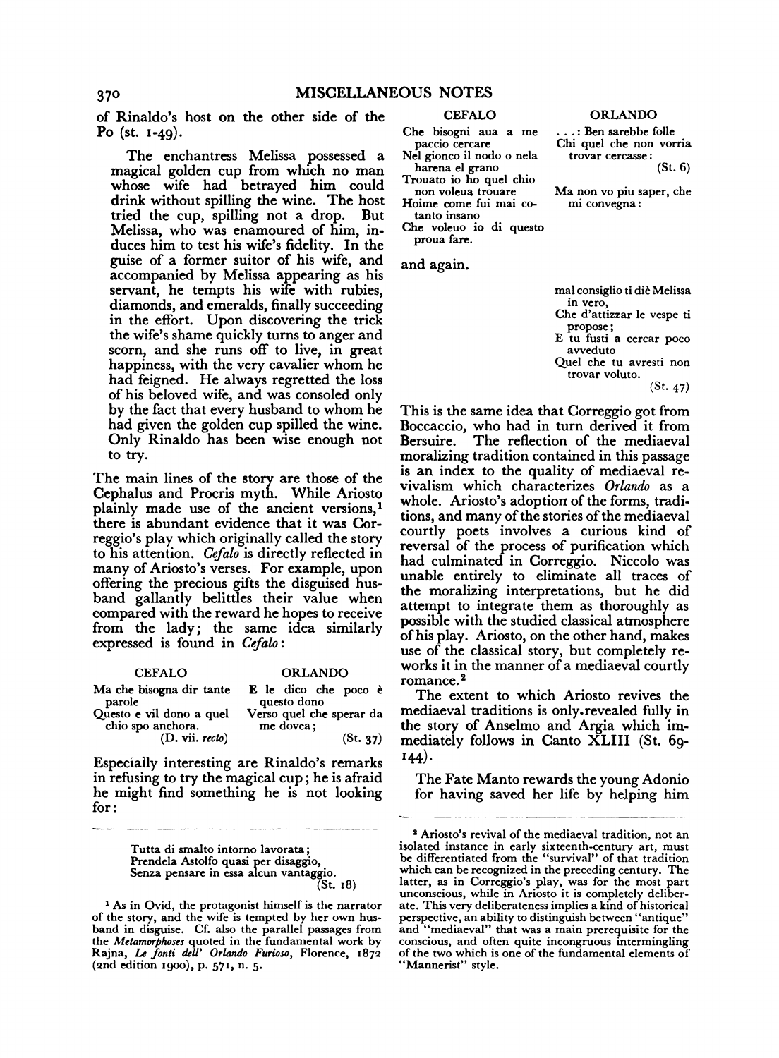of Rinaldo's host on the other side of the Po (st. 1-49).

> The enchantress Melissa possessed a magical golden cup from which no man whose wife had betrayed him could drink without spilling the wine. The host tried the cup, spilling not a drop. But Melissa, who was enamoured of him, induces him to test his wife's fidelity. In the guise of a former suitor of his wife, and accompanied by Melissa appearing as his servant, he tempts his wife with rubies, diamonds, and emeralds, finally succeeding in the effort. Upon discovering the trick the wife's shame quickly turns to anger and scorn, and she runs off to live, in great happiness, with the very cavalier whom he had feigned. He always regretted the loss of his beloved wife, and was consoled only by the fact that every husband to whom he had given the golden cup spilled the wine. Only Rinaldo has been wise enough not to try.

The main lines of the story are those of the Cephalus and Procris myth. While Ariosto plainly made use of the ancient versions,[1] there is abundant evidence that it was Correggio's play which originally called the story to his attention. *Cefalo* is directly reflected in many of Ariosto's verses. For example, upon offering the precious gifts the disguised husband gallantly belittles their value when compared with the reward he hopes to receive from the lady; the same idea similarly expressed is found in *Cefalo*:

| CEFALO | ORLANDO |
|---|---|
| Ma che bisogna dir tante parole<br>Questo e vil dono a quel chio spo anchora.<br>(D. vii. *recto*) | E le dico che poco è questo dono<br>Verso quel che sperar da me dovea;<br>(St. 37) |

Especially interesting are Rinaldo's remarks in refusing to try the magical cup; he is afraid he might find something he is not looking for:

| CEFALO | ORLANDO |
|---|---|
| Che bisogni aua a me paccio cercare<br>Nel gionco il nodo o nela harena el grano<br>Trouato io ho quel chio non voleua trouare<br>Hoime come fui mai cotanto insano<br>Che voleuo io di questo proua fare. | . . . : Ben sarebbe folle<br>Chi quel che non vorria trovar cercasse:<br>(St. 6)<br><br>Ma non vo piu saper, che mi convegna: |

and again,

> mal consiglio ti diè Melissa in vero,
> Che d'attizzar le vespe ti propose;
> E tu fusti a cercar poco avveduto
> Quel che tu avresti non trovar voluto.
> (St. 47)

This is the same idea that Correggio got from Boccaccio, who had in turn derived it from Bersuire. The reflection of the mediaeval moralizing tradition contained in this passage is an index to the quality of mediaeval revivalism which characterizes *Orlando* as a whole. Ariosto's adoption of the forms, traditions, and many of the stories of the mediaeval courtly poets involves a curious kind of reversal of the process of purification which had culminated in Correggio. Niccolo was unable entirely to eliminate all traces of the moralizing interpretations, but he did attempt to integrate them as thoroughly as possible with the studied classical atmosphere of his play. Ariosto, on the other hand, makes use of the classical story, but completely reworks it in the manner of a mediaeval courtly romance.[2]

The extent to which Ariosto revives the mediaeval traditions is only revealed fully in the story of Anselmo and Argia which immediately follows in Canto XLIII (St. 69-144).

The Fate Manto rewards the young Adonio for having saved her life by helping him

---

> Tutta di smalto intorno lavorata;
> Prendela Astolfo quasi per disaggio,
> Senza pensare in essa alcun vantaggio.
> (St. 18)

[1] As in Ovid, the protagonist himself is the narrator of the story, and the wife is tempted by her own husband in disguise. Cf. also the parallel passages from the *Metamorphoses* quoted in the fundamental work by Rajna, *Le fonti dell' Orlando Furioso*, Florence, 1872 (2nd edition 1900), p. 571, n. 5.

[2] Ariosto's revival of the mediaeval tradition, not an isolated instance in early sixteenth-century art, must be differentiated from the "survival" of that tradition which can be recognized in the preceding century. The latter, as in Correggio's play, was for the most part unconscious, while in Ariosto it is completely deliberate. This very deliberateness implies a kind of historical perspective, an ability to distinguish between "antique" and "mediaeval" that was a main prerequisite for the conscious, and often quite incongruous intermingling of the two which is one of the fundamental elements of "Mannerist" style.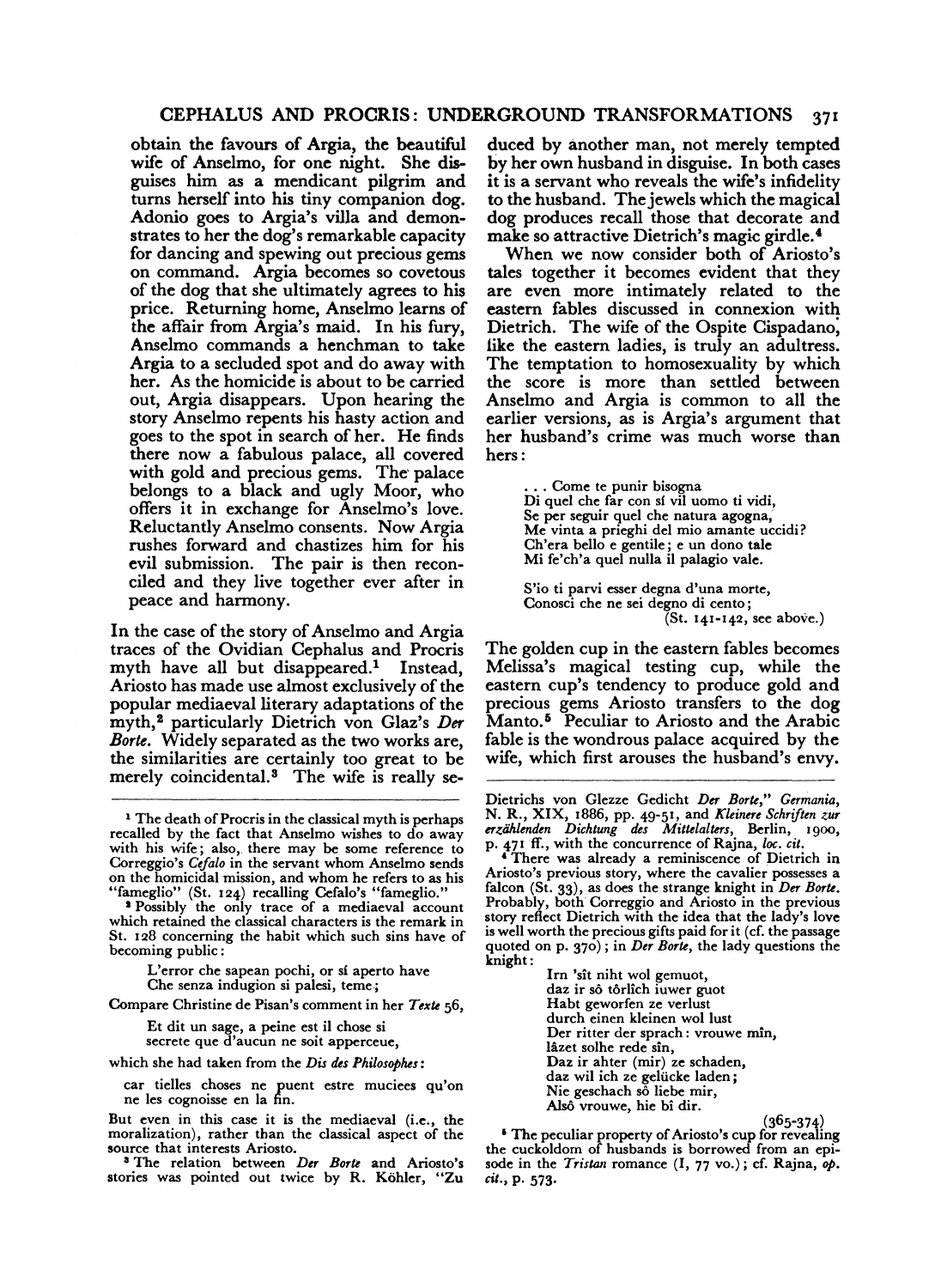obtain the favours of Argia, the beautiful wife of Anselmo, for one night. She disguises him as a mendicant pilgrim and turns herself into his tiny companion dog. Adonio goes to Argia's villa and demonstrates to her the dog's remarkable capacity for dancing and spewing out precious gems on command. Argia becomes so covetous of the dog that she ultimately agrees to his price. Returning home, Anselmo learns of the affair from Argia's maid. In his fury, Anselmo commands a henchman to take Argia to a secluded spot and do away with her. As the homicide is about to be carried out, Argia disappears. Upon hearing the story Anselmo repents his hasty action and goes to the spot in search of her. He finds there now a fabulous palace, all covered with gold and precious gems. The palace belongs to a black and ugly Moor, who offers it in exchange for Anselmo's love. Reluctantly Anselmo consents. Now Argia rushes forward and chastizes him for his evil submission. The pair is then reconciled and they live together ever after in peace and harmony.

In the case of the story of Anselmo and Argia traces of the Ovidian Cephalus and Procris myth have all but disappeared.[1] Instead, Ariosto has made use almost exclusively of the popular mediaeval literary adaptations of the myth,[2] particularly Dietrich von Glaz's *Der Borte*. Widely separated as the two works are, the similarities are certainly too great to be merely coincidental.[3] The wife is really seduced by another man, not merely tempted by her own husband in disguise. In both cases it is a servant who reveals the wife's infidelity to the husband. The jewels which the magical dog produces recall those that decorate and make so attractive Dietrich's magic girdle.[4]

When we now consider both of Ariosto's tales together it becomes evident that they are even more intimately related to the eastern fables discussed in connexion with Dietrich. The wife of the Ospite Cispadano, like the eastern ladies, is truly an adultress. The temptation to homosexuality by which the score is more than settled between Anselmo and Argia is common to all the earlier versions, as is Argia's argument that her husband's crime was much worse than hers:

> . . . Come te punir bisogna
> Di quel che far con sí vil uomo ti vidi,
> Se per seguir quel che natura agogna,
> Me vinta a prieghi del mio amante uccidi?
> Ch'era bello e gentile; e un dono tale
> Mi fe'ch'a quel nulla il palagio vale.
>
> S'io ti parvi esser degna d'una morte,
> Conosci che ne sei degno di cento;
> (St. 141-142, see above.)

The golden cup in the eastern fables becomes Melissa's magical testing cup, while the eastern cup's tendency to produce gold and precious gems Ariosto transfers to the dog Manto.[5] Peculiar to Ariosto and the Arabic fable is the wondrous palace acquired by the wife, which first arouses the husband's envy.

---

[1] The death of Procris in the classical myth is perhaps recalled by the fact that Anselmo wishes to do away with his wife; also, there may be some reference to Correggio's *Cefalo* in the servant whom Anselmo sends on the homicidal mission, and whom he refers to as his "fameglio" (St. 124) recalling Cefalo's "fameglio."

[2] Possibly the only trace of a mediaeval account which retained the classical characters is the remark in St. 128 concerning the habit which such sins have of becoming public:

> L'error che sapean pochi, or sí aperto have
> Che senza indugion si palesi, teme;

Compare Christine de Pisan's comment in her *Texte* 56,

> Et dit un sage, a peine est il chose si
> secrete que d'aucun ne soit apperceue,

which she had taken from the *Dis des Philosophes*:

> car tielles choses ne puent estre muciees qu'on ne les cognoisse en la fin.

But even in this case it is the mediaeval (i.e., the moralization), rather than the classical aspect of the source that interests Ariosto.

[3] The relation between *Der Borte* and Ariosto's stories was pointed out twice by R. Köhler, "Zu Dietrichs von Glezze Gedicht *Der Borte*," *Germania*, N. R., XIX, 1886, pp. 49-51, and *Kleinere Schriften zur erzählenden Dichtung des Mittelalters*, Berlin, 1900, p. 471 ff., with the concurrence of Rajna, *loc. cit.*

[4] There was already a reminiscence of Dietrich in Ariosto's previous story, where the cavalier possesses a falcon (St. 33), as does the strange knight in *Der Borte*. Probably, both Correggio and Ariosto in the previous story reflect Dietrich with the idea that the lady's love is well worth the precious gifts paid for it (cf. the passage quoted on p. 370); in *Der Borte*, the lady questions the knight:

> Irn 'sît niht wol gemuot,
> daz ir sô tôrlîch iuwer guot
> Habt geworfen ze verlust
> durch einen kleinen wol lust
> Der ritter der sprach: vrouwe mîn,
> lâzet solhe rede sîn,
> Daz ir ahter (mir) ze schaden,
> daz wil ich ze gelücke laden;
> Nie geschach sô liebe mir,
> Alsô vrouwe, hie bî dir.
> (365-374)

[5] The peculiar property of Ariosto's cup for revealing the cuckoldom of husbands is borrowed from an episode in the *Tristan* romance (I, 77 vo.); cf. Rajna, *op. cit.*, p. 573.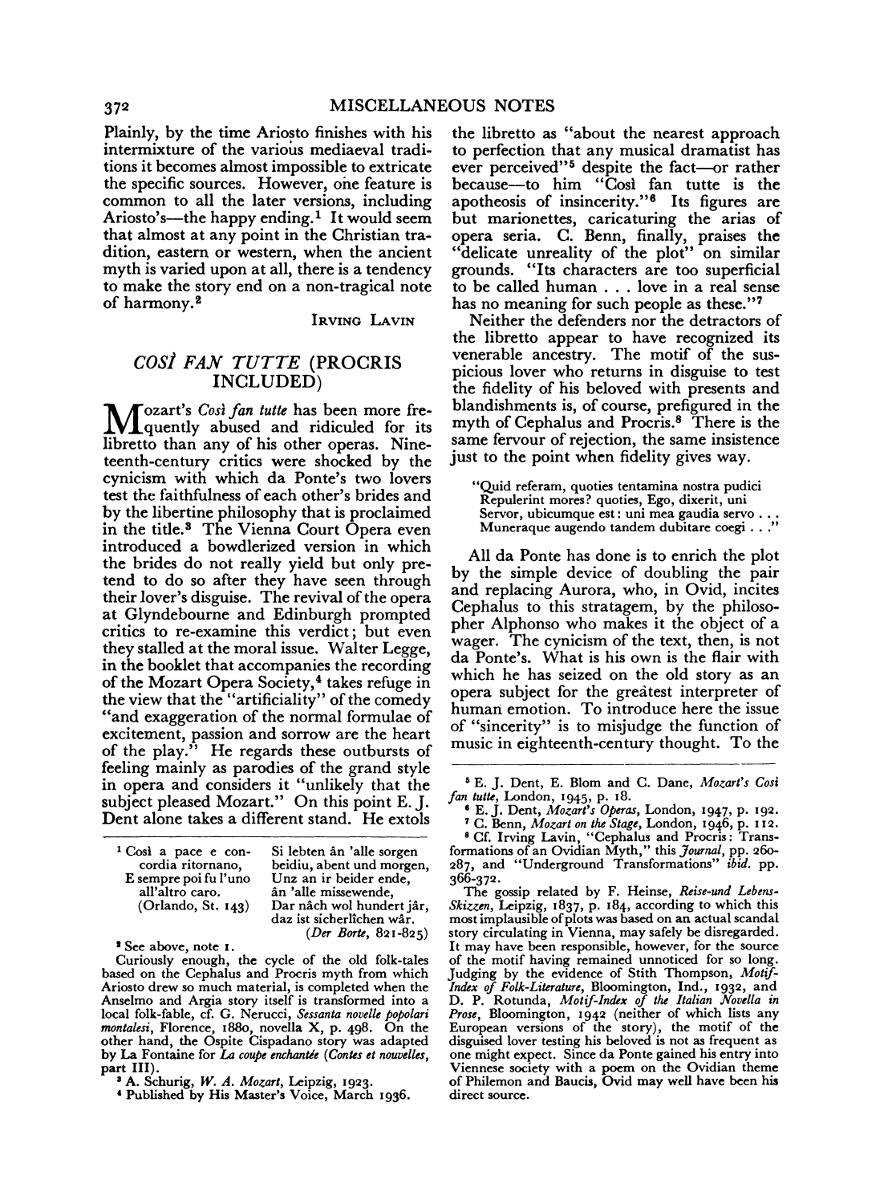Plainly, by the time Ariosto finishes with his intermixture of the various mediaeval traditions it becomes almost impossible to extricate the specific sources. However, one feature is common to all the later versions, including Ariosto's—the happy ending.[1] It would seem that almost at any point in the Christian tradition, eastern or western, when the ancient myth is varied upon at all, there is a tendency to make the story end on a non-tragical note of harmony.[2]

IRVING LAVIN

| | |
|---|---|
| [1] Così a pace e concordia ritornano, E sempre poi fu l'uno all'altro caro. (Orlando, St. 143) | Si lebten ân 'alle sorgen beidiu, abent und morgen, Unz an ir beider ende, ân 'alle missewende, Dar nâch wol hundert jâr, daz ist sicherlîchen wâr. (*Der Borte*, 821-825) |

[2] See above, note 1.

Curiously enough, the cycle of the old folk-tales based on the Cephalus and Procris myth from which Ariosto drew so much material, is completed when the Anselmo and Argia story itself is transformed into a local folk-fable, cf. G. Nerucci, *Sessanta novelle popolari montalesi*, Florence, 1880, novella X, p. 498. On the other hand, the Ospite Cispadano story was adapted by La Fontaine for *La coupe enchantée* (*Contes et nouvelles*, part III).

## *COSÌ FAN TUTTE* (PROCRIS INCLUDED)

Mozart's *Così fan tutte* has been more frequently abused and ridiculed for its libretto than any of his other operas. Nineteenth-century critics were shocked by the cynicism with which da Ponte's two lovers test the faithfulness of each other's brides and by the libertine philosophy that is proclaimed in the title.[3] The Vienna Court Opera even introduced a bowdlerized version in which the brides do not really yield but only pretend to do so after they have seen through their lover's disguise. The revival of the opera at Glyndebourne and Edinburgh prompted critics to re-examine this verdict; but even they stalled at the moral issue. Walter Legge, in the booklet that accompanies the recording of the Mozart Opera Society,[4] takes refuge in the view that the "artificiality" of the comedy "and exaggeration of the normal formulae of excitement, passion and sorrow are the heart of the play." He regards these outbursts of feeling mainly as parodies of the grand style in opera and considers it "unlikely that the subject pleased Mozart." On this point E. J. Dent alone takes a different stand. He extols the libretto as "about the nearest approach to perfection that any musical dramatist has ever perceived"[5] despite the fact—or rather because—to him "Così fan tutte is the apotheosis of insincerity."[6] Its figures are but marionettes, caricaturing the arias of opera seria. C. Benn, finally, praises the "delicate unreality of the plot" on similar grounds. "Its characters are too superficial to be called human . . . love in a real sense has no meaning for such people as these."[7]

Neither the defenders nor the detractors of the libretto appear to have recognized its venerable ancestry. The motif of the suspicious lover who returns in disguise to test the fidelity of his beloved with presents and blandishments is, of course, prefigured in the myth of Cephalus and Procris.[8] There is the same fervour of rejection, the same insistence just to the point when fidelity gives way.

> "Quid referam, quoties tentamina nostra pudici
> Repulerint mores? quoties, Ego, dixerit, uni
> Servor, ubicumque est: uni mea gaudia servo . . .
> Muneraque augendo tandem dubitare coegi . . ."

All da Ponte has done is to enrich the plot by the simple device of doubling the pair and replacing Aurora, who, in Ovid, incites Cephalus to this stratagem, by the philosopher Alphonso who makes it the object of a wager. The cynicism of the text, then, is not da Ponte's. What is his own is the flair with which he has seized on the old story as an opera subject for the greatest interpreter of human emotion. To introduce here the issue of "sincerity" is to misjudge the function of music in eighteenth-century thought. To the

[3] A. Schurig, *W. A. Mozart*, Leipzig, 1923.

[4] Published by His Master's Voice, March 1936.

[5] E. J. Dent, E. Blom and C. Dane, *Mozart's Così fan tutte*, London, 1945, p. 18.

[6] E. J. Dent, *Mozart's Operas*, London, 1947, p. 192.

[7] C. Benn, *Mozart on the Stage*, London, 1946, p. 112.

[8] Cf. Irving Lavin, "Cephalus and Procris: Transformations of an Ovidian Myth," this *Journal*, pp. 260-287, and "Underground Transformations" *ibid.* pp. 366-372.

The gossip related by F. Heinse, *Reise-und Lebens-Skizzen*, Leipzig, 1837, p. 184, according to which this most implausible of plots was based on an actual scandal story circulating in Vienna, may safely be disregarded. It may have been responsible, however, for the source of the motif having remained unnoticed for so long. Judging by the evidence of Stith Thompson, *Motif-Index of Folk-Literature*, Bloomington, Ind., 1932, and D. P. Rotunda, *Motif-Index of the Italian Novella in Prose*, Bloomington, 1942 (neither of which lists any European versions of the story), the motif of the disguised lover testing his beloved is not as frequent as one might expect. Since da Ponte gained his entry into Viennese society with a poem on the Ovidian theme of Philemon and Baucis, Ovid may well have been his direct source.